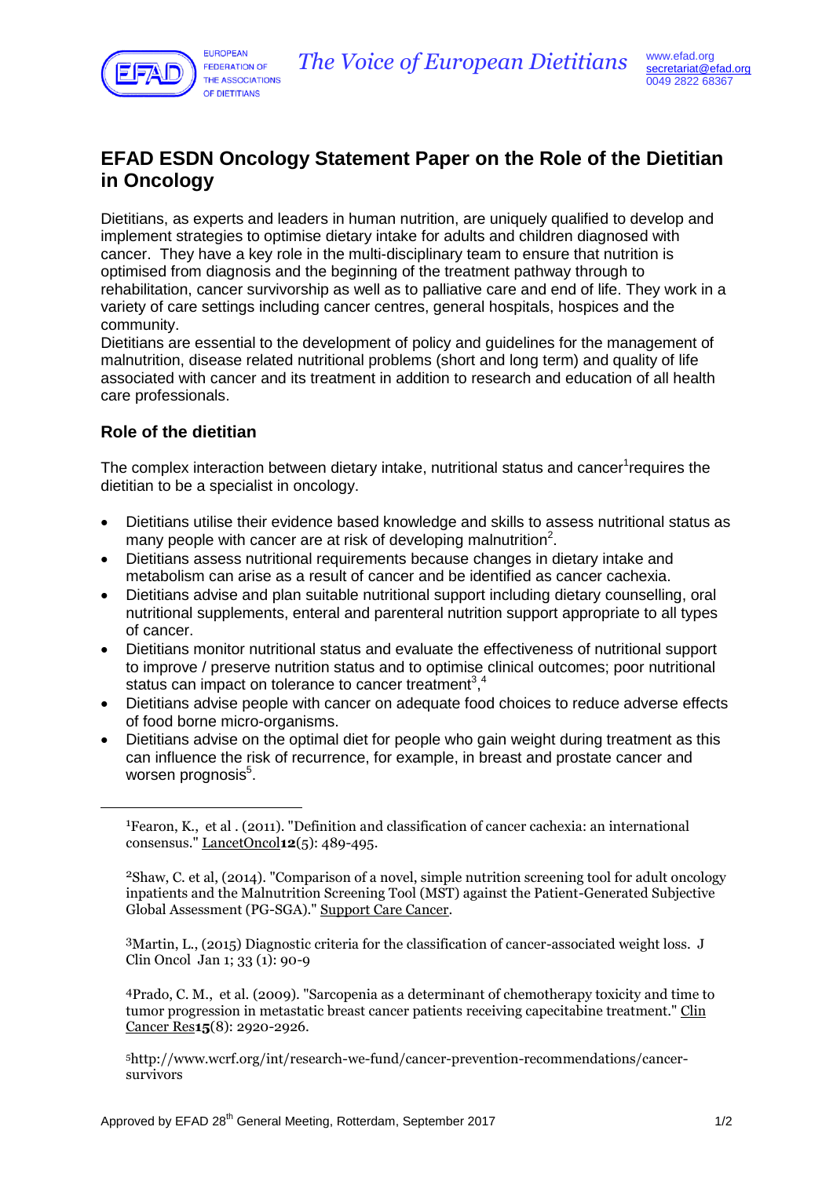# EFAD ESDN Oncology Statement Paper on the Role of the Dietitian in Oncology

Dietitians, as experts and leaders in human nutrition, are uniquely qualified to develop and implement strategies to optimise dietary intake for adults and children diagnosed with cancer. They have a key role in the multi-disciplinary team to ensure that nutrition is optimised from diagnosis and the beginning of the treatment pathway through to rehabilitation, cancer survivorship as well as to palliative care and end of life. They work in a variety of care settings including cancer centres, general hospitals, hospices and the community.

Dietitians are essential to the development of policy and guidelines for the management of malnutrition, disease related nutritional problems (short and long term) and quality of life associated with cancer and its treatment in addition to research and education of all health care professionals.

## Role of the dietitian

The complex interaction between dietary intake, nutritional status and cancer[1]requires the dietitian to be a specialist in oncology.

- Dietitians utilise their evidence based knowledge and skills to assess nutritional status as many people with cancer are at risk of developing malnutrition[2].
- Dietitians assess nutritional requirements because changes in dietary intake and metabolism can arise as a result of cancer and be identified as cancer cachexia.
- Dietitians advise and plan suitable nutritional support including dietary counselling, oral nutritional supplements, enteral and parenteral nutrition support appropriate to all types of cancer.
- Dietitians monitor nutritional status and evaluate the effectiveness of nutritional support to improve / preserve nutrition status and to optimise clinical outcomes; poor nutritional status can impact on tolerance to cancer treatment[3],[4]
- Dietitians advise people with cancer on adequate food choices to reduce adverse effects of food borne micro-organisms.
- Dietitians advise on the optimal diet for people who gain weight during treatment as this can influence the risk of recurrence, for example, in breast and prostate cancer and worsen prognosis[5].

---

[1]Fearon, K., et al . (2011). "Definition and classification of cancer cachexia: an international consensus." LancetOncol**12**(5): 489-495.

[2]Shaw, C. et al, (2014). "Comparison of a novel, simple nutrition screening tool for adult oncology inpatients and the Malnutrition Screening Tool (MST) against the Patient-Generated Subjective Global Assessment (PG-SGA)." Support Care Cancer.

[3]Martin, L., (2015) Diagnostic criteria for the classification of cancer-associated weight loss. J Clin Oncol Jan 1; 33 (1): 90-9

[4]Prado, C. M., et al. (2009). "Sarcopenia as a determinant of chemotherapy toxicity and time to tumor progression in metastatic breast cancer patients receiving capecitabine treatment." Clin Cancer Res**15**(8): 2920-2926.

[5]http://www.wcrf.org/int/research-we-fund/cancer-prevention-recommendations/cancer-survivors

Approved by EFAD 28th General Meeting, Rotterdam, September 2017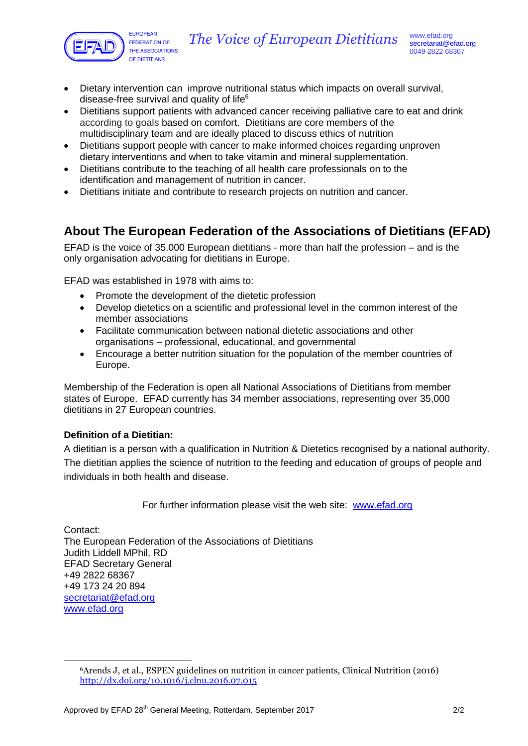- Dietary intervention can improve nutritional status which impacts on overall survival, disease-free survival and quality of life[6]
- Dietitians support patients with advanced cancer receiving palliative care to eat and drink according to goals based on comfort. Dietitians are core members of the multidisciplinary team and are ideally placed to discuss ethics of nutrition
- Dietitians support people with cancer to make informed choices regarding unproven dietary interventions and when to take vitamin and mineral supplementation.
- Dietitians contribute to the teaching of all health care professionals on to the identification and management of nutrition in cancer.
- Dietitians initiate and contribute to research projects on nutrition and cancer.

## About The European Federation of the Associations of Dietitians (EFAD)

EFAD is the voice of 35.000 European dietitians - more than half the profession – and is the only organisation advocating for dietitians in Europe.

EFAD was established in 1978 with aims to:

- Promote the development of the dietetic profession
- Develop dietetics on a scientific and professional level in the common interest of the member associations
- Facilitate communication between national dietetic associations and other organisations – professional, educational, and governmental
- Encourage a better nutrition situation for the population of the member countries of Europe.

Membership of the Federation is open all National Associations of Dietitians from member states of Europe. EFAD currently has 34 member associations, representing over 35,000 dietitians in 27 European countries.

**Definition of a Dietitian:**

A dietitian is a person with a qualification in Nutrition & Dietetics recognised by a national authority. The dietitian applies the science of nutrition to the feeding and education of groups of people and individuals in both health and disease.

For further information please visit the web site: www.efad.org

Contact:
The European Federation of the Associations of Dietitians
Judith Liddell MPhil, RD
EFAD Secretary General
+49 2822 68367
+49 173 24 20 894
secretariat@efad.org
www.efad.org

[6] Arends J, et al., ESPEN guidelines on nutrition in cancer patients, Clinical Nutrition (2016) http://dx.doi.org/10.1016/j.clnu.2016.07.015

Approved by EFAD 28th General Meeting, Rotterdam, September 2017